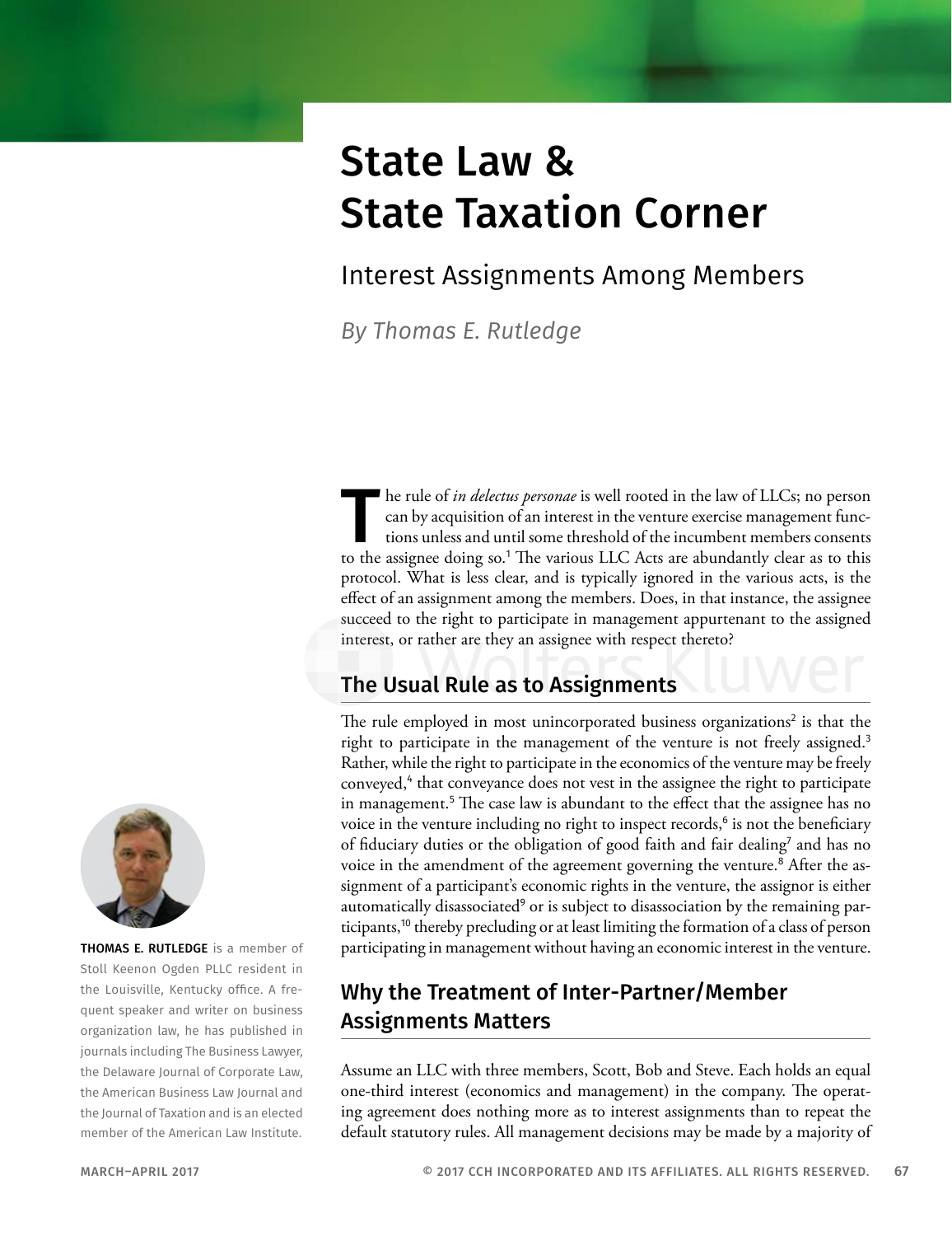# State Law & State Taxation Corner

## Interest Assignments Among Members

*By Thomas E. Rutledge*

The rule of *in delectus personae* is well rooted in the law of LLCs; no person can by acquisition of an interest in the venture exercise management functions unless and until some threshold of the incumbent members consents to the assignee doing so.[1] The various LLC Acts are abundantly clear as to this protocol. What is less clear, and is typically ignored in the various acts, is the effect of an assignment among the members. Does, in that instance, the assignee succeed to the right to participate in management appurtenant to the assigned interest, or rather are they an assignee with respect thereto?

**THOMAS E. RUTLEDGE** is a member of Stoll Keenon Ogden PLLC resident in the Louisville, Kentucky office. A frequent speaker and writer on business organization law, he has published in journals including The Business Lawyer, the Delaware Journal of Corporate Law, the American Business Law Journal and the Journal of Taxation and is an elected member of the American Law Institute.

## The Usual Rule as to Assignments

The rule employed in most unincorporated business organizations[2] is that the right to participate in the management of the venture is not freely assigned.[3] Rather, while the right to participate in the economics of the venture may be freely conveyed,[4] that conveyance does not vest in the assignee the right to participate in management.[5] The case law is abundant to the effect that the assignee has no voice in the venture including no right to inspect records,[6] is not the beneficiary of fiduciary duties or the obligation of good faith and fair dealing[7] and has no voice in the amendment of the agreement governing the venture.[8] After the assignment of a participant's economic rights in the venture, the assignor is either automatically disassociated[9] or is subject to disassociation by the remaining participants,[10] thereby precluding or at least limiting the formation of a class of person participating in management without having an economic interest in the venture.

## Why the Treatment of Inter-Partner/Member Assignments Matters

Assume an LLC with three members, Scott, Bob and Steve. Each holds an equal one-third interest (economics and management) in the company. The operating agreement does nothing more as to interest assignments than to repeat the default statutory rules. All management decisions may be made by a majority of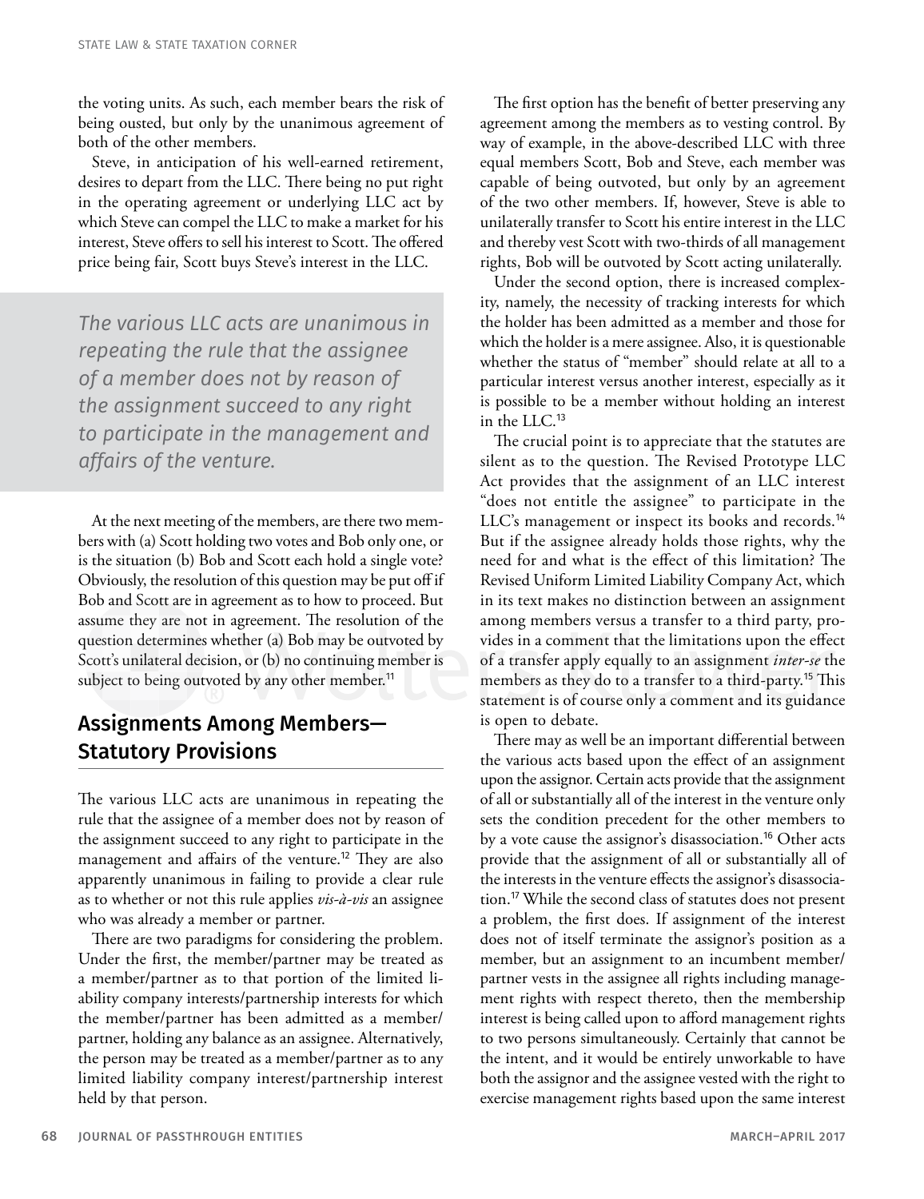the voting units. As such, each member bears the risk of being ousted, but only by the unanimous agreement of both of the other members.

Steve, in anticipation of his well-earned retirement, desires to depart from the LLC. There being no put right in the operating agreement or underlying LLC act by which Steve can compel the LLC to make a market for his interest, Steve offers to sell his interest to Scott. The offered price being fair, Scott buys Steve's interest in the LLC.

> *The various LLC acts are unanimous in repeating the rule that the assignee of a member does not by reason of the assignment succeed to any right to participate in the management and affairs of the venture.*

At the next meeting of the members, are there two members with (a) Scott holding two votes and Bob only one, or is the situation (b) Bob and Scott each hold a single vote? Obviously, the resolution of this question may be put off if Bob and Scott are in agreement as to how to proceed. But assume they are not in agreement. The resolution of the question determines whether (a) Bob may be outvoted by Scott's unilateral decision, or (b) no continuing member is subject to being outvoted by any other member.[11]

## Assignments Among Members—Statutory Provisions

The various LLC acts are unanimous in repeating the rule that the assignee of a member does not by reason of the assignment succeed to any right to participate in the management and affairs of the venture.[12] They are also apparently unanimous in failing to provide a clear rule as to whether or not this rule applies *vis-à-vis* an assignee who was already a member or partner.

There are two paradigms for considering the problem. Under the first, the member/partner may be treated as a member/partner as to that portion of the limited liability company interests/partnership interests for which the member/partner has been admitted as a member/partner, holding any balance as an assignee. Alternatively, the person may be treated as a member/partner as to any limited liability company interest/partnership interest held by that person.

The first option has the benefit of better preserving any agreement among the members as to vesting control. By way of example, in the above-described LLC with three equal members Scott, Bob and Steve, each member was capable of being outvoted, but only by an agreement of the two other members. If, however, Steve is able to unilaterally transfer to Scott his entire interest in the LLC and thereby vest Scott with two-thirds of all management rights, Bob will be outvoted by Scott acting unilaterally.

Under the second option, there is increased complexity, namely, the necessity of tracking interests for which the holder has been admitted as a member and those for which the holder is a mere assignee. Also, it is questionable whether the status of "member" should relate at all to a particular interest versus another interest, especially as it is possible to be a member without holding an interest in the LLC.[13]

The crucial point is to appreciate that the statutes are silent as to the question. The Revised Prototype LLC Act provides that the assignment of an LLC interest "does not entitle the assignee" to participate in the LLC's management or inspect its books and records.[14] But if the assignee already holds those rights, why the need for and what is the effect of this limitation? The Revised Uniform Limited Liability Company Act, which in its text makes no distinction between an assignment among members versus a transfer to a third party, provides in a comment that the limitations upon the effect of a transfer apply equally to an assignment *inter-se* the members as they do to a transfer to a third-party.[15] This statement is of course only a comment and its guidance is open to debate.

There may as well be an important differential between the various acts based upon the effect of an assignment upon the assignor. Certain acts provide that the assignment of all or substantially all of the interest in the venture only sets the condition precedent for the other members to by a vote cause the assignor's disassociation.[16] Other acts provide that the assignment of all or substantially all of the interests in the venture effects the assignor's disassociation.[17] While the second class of statutes does not present a problem, the first does. If assignment of the interest does not of itself terminate the assignor's position as a member, but an assignment to an incumbent member/partner vests in the assignee all rights including management rights with respect thereto, then the membership interest is being called upon to afford management rights to two persons simultaneously. Certainly that cannot be the intent, and it would be entirely unworkable to have both the assignor and the assignee vested with the right to exercise management rights based upon the same interest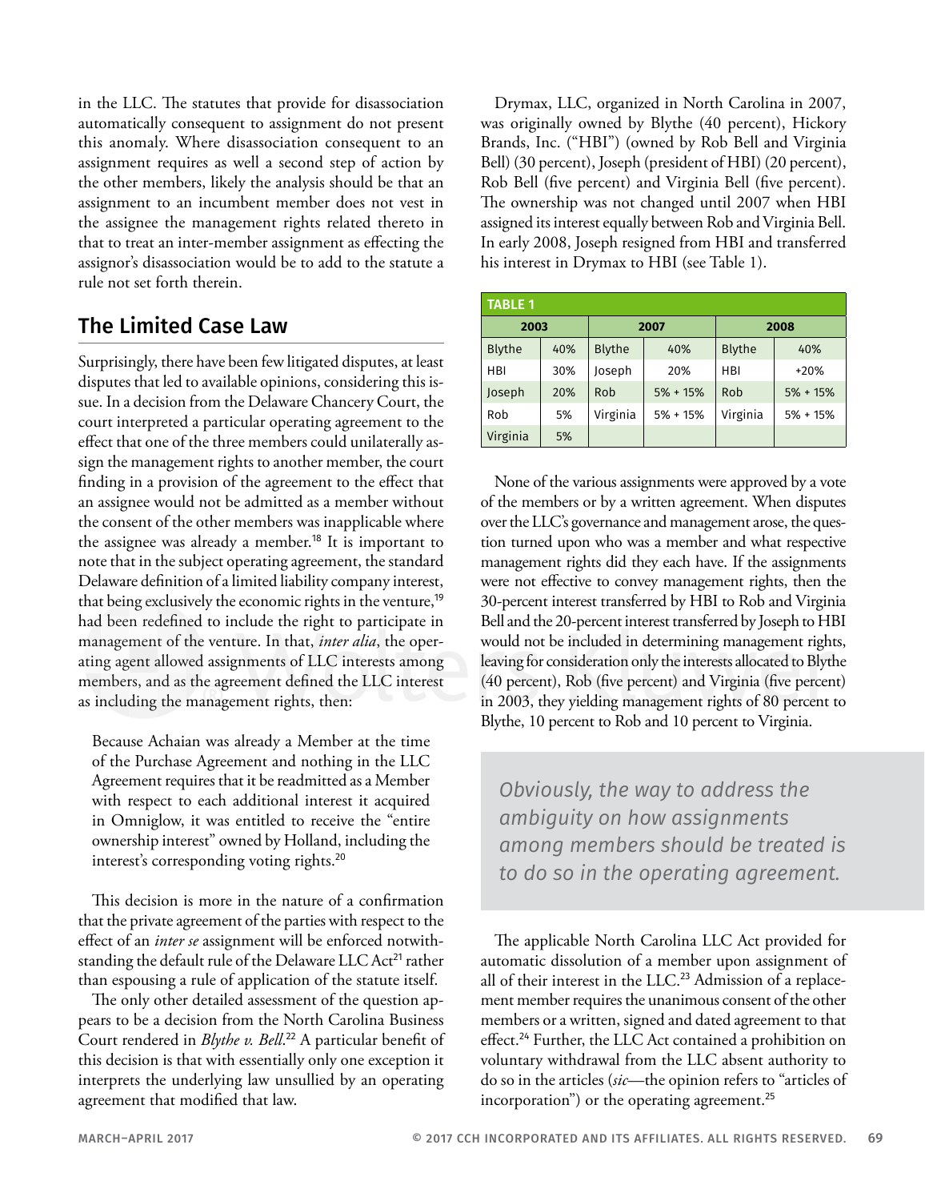in the LLC. The statutes that provide for disassociation automatically consequent to assignment do not present this anomaly. Where disassociation consequent to an assignment requires as well a second step of action by the other members, likely the analysis should be that an assignment to an incumbent member does not vest in the assignee the management rights related thereto in that to treat an inter-member assignment as effecting the assignor's disassociation would be to add to the statute a rule not set forth therein.

## The Limited Case Law

Surprisingly, there have been few litigated disputes, at least disputes that led to available opinions, considering this issue. In a decision from the Delaware Chancery Court, the court interpreted a particular operating agreement to the effect that one of the three members could unilaterally assign the management rights to another member, the court finding in a provision of the agreement to the effect that an assignee would not be admitted as a member without the consent of the other members was inapplicable where the assignee was already a member.[18] It is important to note that in the subject operating agreement, the standard Delaware definition of a limited liability company interest, that being exclusively the economic rights in the venture,[19] had been redefined to include the right to participate in management of the venture. In that, *inter alia*, the operating agent allowed assignments of LLC interests among members, and as the agreement defined the LLC interest as including the management rights, then:

> Because Achaian was already a Member at the time of the Purchase Agreement and nothing in the LLC Agreement requires that it be readmitted as a Member with respect to each additional interest it acquired in Omniglow, it was entitled to receive the "entire ownership interest" owned by Holland, including the interest's corresponding voting rights.[20]

This decision is more in the nature of a confirmation that the private agreement of the parties with respect to the effect of an *inter se* assignment will be enforced notwithstanding the default rule of the Delaware LLC Act[21] rather than espousing a rule of application of the statute itself.

The only other detailed assessment of the question appears to be a decision from the North Carolina Business Court rendered in *Blythe v. Bell*.[22] A particular benefit of this decision is that with essentially only one exception it interprets the underlying law unsullied by an operating agreement that modified that law.

Drymax, LLC, organized in North Carolina in 2007, was originally owned by Blythe (40 percent), Hickory Brands, Inc. ("HBI") (owned by Rob Bell and Virginia Bell) (30 percent), Joseph (president of HBI) (20 percent), Rob Bell (five percent) and Virginia Bell (five percent). The ownership was not changed until 2007 when HBI assigned its interest equally between Rob and Virginia Bell. In early 2008, Joseph resigned from HBI and transferred his interest in Drymax to HBI (see Table 1).

**TABLE 1**

| 2003 | | 2007 | | 2008 | |
|---|---|---|---|---|---|
| Blythe | 40% | Blythe | 40% | Blythe | 40% |
| HBI | 30% | Joseph | 20% | HBI | +20% |
| Joseph | 20% | Rob | 5% + 15% | Rob | 5% + 15% |
| Rob | 5% | Virginia | 5% + 15% | Virginia | 5% + 15% |
| Virginia | 5% | | | | |

None of the various assignments were approved by a vote of the members or by a written agreement. When disputes over the LLC's governance and management arose, the question turned upon who was a member and what respective management rights did they each have. If the assignments were not effective to convey management rights, then the 30-percent interest transferred by HBI to Rob and Virginia Bell and the 20-percent interest transferred by Joseph to HBI would not be included in determining management rights, leaving for consideration only the interests allocated to Blythe (40 percent), Rob (five percent) and Virginia (five percent) in 2003, they yielding management rights of 80 percent to Blythe, 10 percent to Rob and 10 percent to Virginia.

> *Obviously, the way to address the ambiguity on how assignments among members should be treated is to do so in the operating agreement.*

The applicable North Carolina LLC Act provided for automatic dissolution of a member upon assignment of all of their interest in the LLC.[23] Admission of a replacement member requires the unanimous consent of the other members or a written, signed and dated agreement to that effect.[24] Further, the LLC Act contained a prohibition on voluntary withdrawal from the LLC absent authority to do so in the articles (*sic*—the opinion refers to "articles of incorporation") or the operating agreement.[25]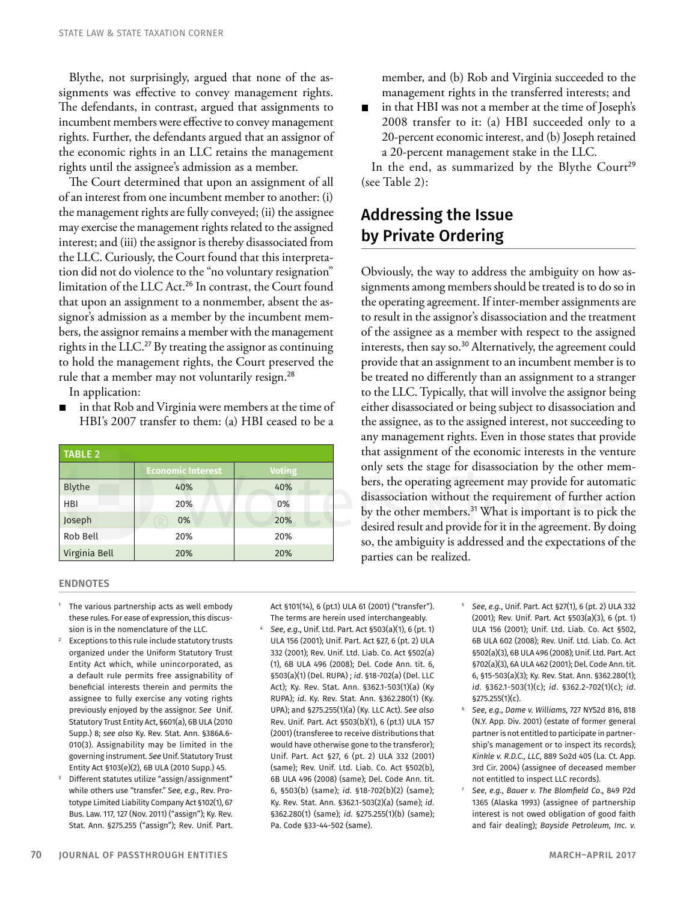Blythe, not surprisingly, argued that none of the assignments was effective to convey management rights. The defendants, in contrast, argued that assignments to incumbent members were effective to convey management rights. Further, the defendants argued that an assignor of the economic rights in an LLC retains the management rights until the assignee's admission as a member.

The Court determined that upon an assignment of all of an interest from one incumbent member to another: (i) the management rights are fully conveyed; (ii) the assignee may exercise the management rights related to the assigned interest; and (iii) the assignor is thereby disassociated from the LLC. Curiously, the Court found that this interpretation did not do violence to the "no voluntary resignation" limitation of the LLC Act.[26] In contrast, the Court found that upon an assignment to a nonmember, absent the assignor's admission as a member by the incumbent members, the assignor remains a member with the management rights in the LLC.[27] By treating the assignor as continuing to hold the management rights, the Court preserved the rule that a member may not voluntarily resign.[28]

In application:

- in that Rob and Virginia were members at the time of HBI's 2007 transfer to them: (a) HBI ceased to be a member, and (b) Rob and Virginia succeeded to the management rights in the transferred interests; and
- in that HBI was not a member at the time of Joseph's 2008 transfer to it: (a) HBI succeeded only to a 20-percent economic interest, and (b) Joseph retained a 20-percent management stake in the LLC.

In the end, as summarized by the Blythe Court[29] (see Table 2):

**TABLE 2**

| | Economic Interest | Voting |
|---|---|---|
| Blythe | 40% | 40% |
| HBI | 20% | 0% |
| Joseph | 0% | 20% |
| Rob Bell | 20% | 20% |
| Virginia Bell | 20% | 20% |

## Addressing the Issue by Private Ordering

Obviously, the way to address the ambiguity on how assignments among members should be treated is to do so in the operating agreement. If inter-member assignments are to result in the assignor's disassociation and the treatment of the assignee as a member with respect to the assigned interests, then say so.[30] Alternatively, the agreement could provide that an assignment to an incumbent member is to be treated no differently than an assignment to a stranger to the LLC. Typically, that will involve the assignor being either disassociated or being subject to disassociation and the assignee, as to the assigned interest, not succeeding to any management rights. Even in those states that provide that assignment of the economic interests in the venture only sets the stage for disassociation by the other members, the operating agreement may provide for automatic disassociation without the requirement of further action by the other members.[31] What is important is to pick the desired result and provide for it in the agreement. By doing so, the ambiguity is addressed and the expectations of the parties can be realized.

### ENDNOTES

1. The various partnership acts as well embody these rules. For ease of expression, this discussion is in the nomenclature of the LLC.
2. Exceptions to this rule include statutory trusts organized under the Uniform Statutory Trust Entity Act which, while unincorporated, as a default rule permits free assignability of beneficial interests therein and permits the assignee to fully exercise any voting rights previously enjoyed by the assignor. *See* Unif. Statutory Trust Entity Act, §601(a), 6B ULA (2010 Supp.) 8; *see also* Ky. Rev. Stat. Ann. §386A.6-010(3). Assignability may be limited in the governing instrument. *See* Unif. Statutory Trust Entity Act §103(e)(2), 6B ULA (2010 Supp.) 45.
3. Different statutes utilize "assign/assignment" while others use "transfer." *See*, *e.g.*, Rev. Prototype Limited Liability Company Act §102(1), 67 Bus. Law. 117, 127 (Nov. 2011) ("assign"); Ky. Rev. Stat. Ann. §275.255 ("assign"); Rev. Unif. Part. Act §101(14), 6 (pt.1) ULA 61 (2001) ("transfer"). The terms are herein used interchangeably.
4. *See*, *e.g.*, Unif. Ltd. Part. Act §503(a)(1), 6 (pt. 1) ULA 156 (2001); Unif. Part. Act §27, 6 (pt. 2) ULA 332 (2001); Rev. Unif. Ltd. Liab. Co. Act §502(a)(1), 6B ULA 496 (2008); Del. Code Ann. tit. 6, §503(a)(1) (Del. RUPA) ; *id*. §18-702(a) (Del. LLC Act); Ky. Rev. Stat. Ann. §362.1-503(1)(a) (Ky RUPA); *id*. Ky. Rev. Stat. Ann. §362.280(1) (Ky. UPA); and §275.255(1)(a) (Ky. LLC Act). *See also* Rev. Unif. Part. Act §503(b)(1), 6 (pt.1) ULA 157 (2001) (transferee to receive distributions that would have otherwise gone to the transferor); Unif. Part. Act §27, 6 (pt. 2) ULA 332 (2001) (same); Rev. Unif. Ltd. Liab. Co. Act §502(b), 6B ULA 496 (2008) (same); Del. Code Ann. tit. 6, §503(b) (same); *id*. §18-702(b)(2) (same); Ky. Rev. Stat. Ann. §362.1-503(2)(a) (same); *id*. §362.280(1) (same); *id*. §275.255(1)(b) (same); Pa. Code §33-44-502 (same).
5. *See*, *e.g.*, Unif. Part. Act §27(1), 6 (pt. 2) ULA 332 (2001); Rev. Unif. Part. Act §503(a)(3), 6 (pt. 1) ULA 156 (2001); Unif. Ltd. Liab. Co. Act §502, 6B ULA 602 (2008); Rev. Unif. Ltd. Liab. Co. Act §502(a)(3), 6B ULA 496 (2008); Unif. Ltd. Part. Act §702(a)(3), 6A ULA 462 (2001); Del. Code Ann. tit. 6, §15-503(a)(3); Ky. Rev. Stat. Ann. §362.280(1); *id*. §362.1-503(1)(c); *id*. §362.2-702(1)(c); *id*. §275.255(1)(c).
6. *See*, *e.g.*, *Dame v. Williams*, 727 NYS2d 816, 818 (N.Y. App. Div. 2001) (estate of former general partner is not entitled to participate in partnership's management or to inspect its records); *Kinkle v. R.D.C., LLC*, 889 So2d 405 (La. Ct. App. 3rd Cir. 2004) (assignee of deceased member not entitled to inspect LLC records).
7. *See*, *e.g.*, *Bauer v. The Blomfield Co*., 849 P2d 1365 (Alaska 1993) (assignee of partnership interest is not owed obligation of good faith and fair dealing); *Bayside Petroleum, Inc. v.*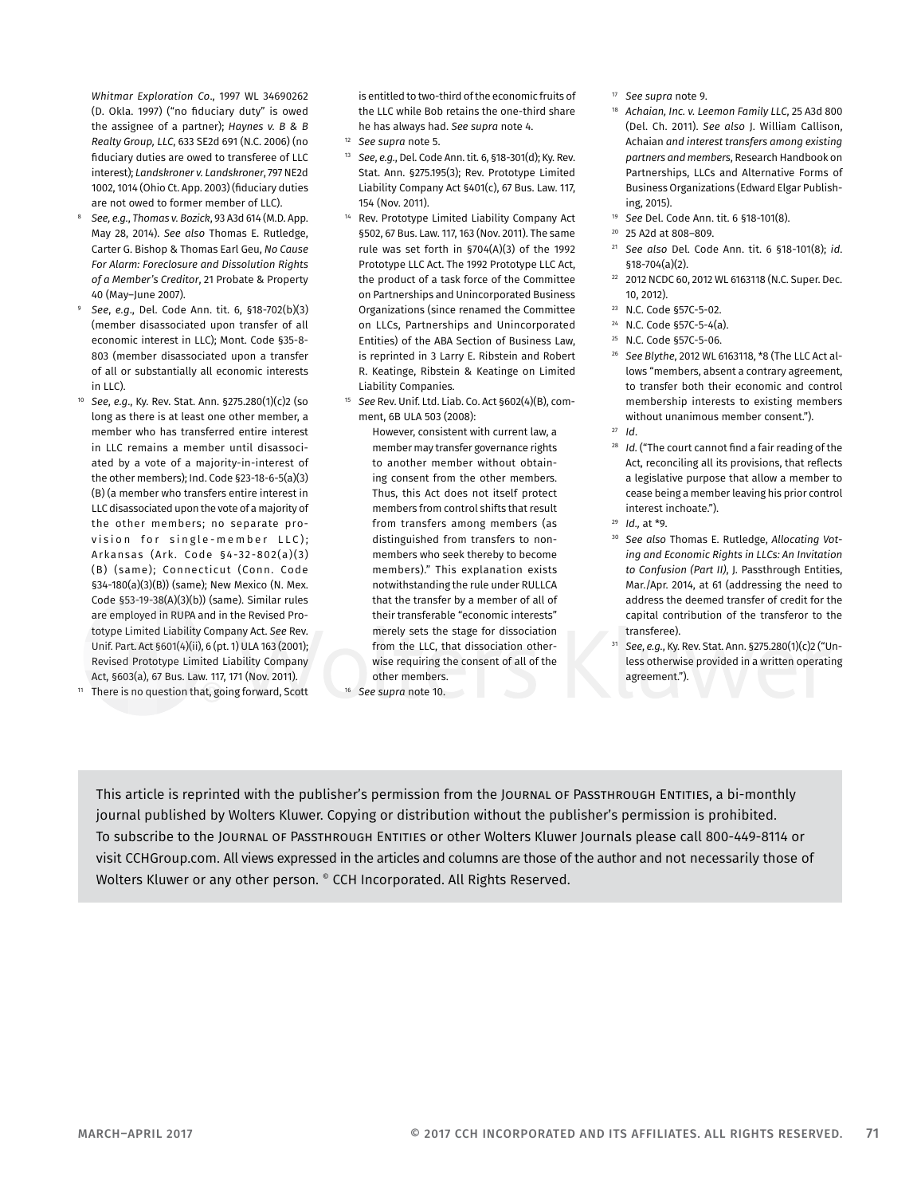*Whitmar Exploration Co*., 1997 WL 34690262 (D. Okla. 1997) ("no fiduciary duty" is owed the assignee of a partner); *Haynes v. B & B Realty Group, LLC*, 633 SE2d 691 (N.C. 2006) (no fiduciary duties are owed to transferee of LLC interest); *Landskroner v. Landskroner*, 797 NE2d 1002, 1014 (Ohio Ct. App. 2003) (fiduciary duties are not owed to former member of LLC).

8 *See, e.g., Thomas v. Bozick*, 93 A3d 614 (M.D. App. May 28, 2014). *See also* Thomas E. Rutledge, Carter G. Bishop & Thomas Earl Geu, *No Cause For Alarm: Foreclosure and Dissolution Rights of a Member's Creditor*, 21 Probate & Property 40 (May–June 2007).

9 *See*, *e.g*., Del. Code Ann. tit. 6, §18-702(b)(3) (member disassociated upon transfer of all economic interest in LLC); Mont. Code §35-8-803 (member disassociated upon a transfer of all or substantially all economic interests in LLC).

10 *See*, *e.g*., Ky. Rev. Stat. Ann. §275.280(1)(c)2 (so long as there is at least one other member, a member who has transferred entire interest in LLC remains a member until disassociated by a vote of a majority-in-interest of the other members); Ind. Code §23-18-6-5(a)(3)(B) (a member who transfers entire interest in LLC disassociated upon the vote of a majority of the other members; no separate provision for single-member LLC); Arkansas (Ark. Code §4-32-802(a)(3)(B) (same); Connecticut (Conn. Code §34-180(a)(3)(B)) (same); New Mexico (N. Mex. Code §53-19-38(A)(3)(b)) (same). Similar rules are employed in RUPA and in the Revised Prototype Limited Liability Company Act. *See* Rev. Unif. Part. Act §601(4)(ii), 6 (pt. 1) ULA 163 (2001); Revised Prototype Limited Liability Company Act, §603(a), 67 Bus. Law. 117, 171 (Nov. 2011).

11 There is no question that, going forward, Scott is entitled to two-third of the economic fruits of the LLC while Bob retains the one-third share he has always had. *See supra* note 4.

12 *See supra* note 5.

13 *See*, *e.g*., Del. Code Ann. tit. 6, §18-301(d); Ky. Rev. Stat. Ann. §275.195(3); Rev. Prototype Limited Liability Company Act §401(c), 67 Bus. Law. 117, 154 (Nov. 2011).

14 Rev. Prototype Limited Liability Company Act §502, 67 Bus. Law. 117, 163 (Nov. 2011). The same rule was set forth in §704(A)(3) of the 1992 Prototype LLC Act. The 1992 Prototype LLC Act, the product of a task force of the Committee on Partnerships and Unincorporated Business Organizations (since renamed the Committee on LLCs, Partnerships and Unincorporated Entities) of the ABA Section of Business Law, is reprinted in 3 Larry E. Ribstein and Robert R. Keatinge, Ribstein & Keatinge on Limited Liability Companies.

15 *See* Rev. Unif. Ltd. Liab. Co. Act §602(4)(B), comment, 6B ULA 503 (2008):

> However, consistent with current law, a member may transfer governance rights to another member without obtaining consent from the other members. Thus, this Act does not itself protect members from control shifts that result from transfers among members (as distinguished from transfers to non-members who seek thereby to become members)." This explanation exists notwithstanding the rule under RULLCA that the transfer by a member of all of their transferable "economic interests" merely sets the stage for dissociation from the LLC, that dissociation otherwise requiring the consent of all of the other members.

16 *See supra* note 10.

17 *See supra* note 9.

18 *Achaian, Inc. v. Leemon Family LLC*, 25 A3d 800 (Del. Ch. 2011). *See also* J. William Callison, Achaian *and interest transfers among existing partners and members*, Research Handbook on Partnerships, LLCs and Alternative Forms of Business Organizations (Edward Elgar Publishing, 2015).

19 *See* Del. Code Ann. tit. 6 §18-101(8).

20 25 A2d at 808–809.

21 *See also* Del. Code Ann. tit. 6 §18-101(8); *id*. §18-704(a)(2).

22 2012 NCDC 60, 2012 WL 6163118 (N.C. Super. Dec. 10, 2012).

23 N.C. Code §57C-5-02.

24 N.C. Code §57C-5-4(a).

25 N.C. Code §57C-5-06.

26 *See Blythe*, 2012 WL 6163118, *8 (The LLC Act allows "members, absent a contrary agreement, to transfer both their economic and control membership interests to existing members without unanimous member consent.").

27 *Id*.

28 *Id.* ("The court cannot find a fair reading of the Act, reconciling all its provisions, that reflects a legislative purpose that allow a member to cease being a member leaving his prior control interest inchoate.").

29 *Id.*, at *9.

30 *See also* Thomas E. Rutledge, *Allocating Voting and Economic Rights in LLCs: An Invitation to Confusion (Part II)*, J. Passthrough Entities, Mar./Apr. 2014, at 61 (addressing the need to address the deemed transfer of credit for the capital contribution of the transferor to the transferee).

31 *See*, *e.g*., Ky. Rev. Stat. Ann. §275.280(1)(c)2 ("Unless otherwise provided in a written operating agreement.").

This article is reprinted with the publisher's permission from the JOURNAL OF PASSTHROUGH ENTITIES, a bi-monthly journal published by Wolters Kluwer. Copying or distribution without the publisher's permission is prohibited. To subscribe to the JOURNAL OF PASSTHROUGH ENTITIES or other Wolters Kluwer Journals please call 800-449-8114 or visit CCHGroup.com. All views expressed in the articles and columns are those of the author and not necessarily those of Wolters Kluwer or any other person. © CCH Incorporated. All Rights Reserved.